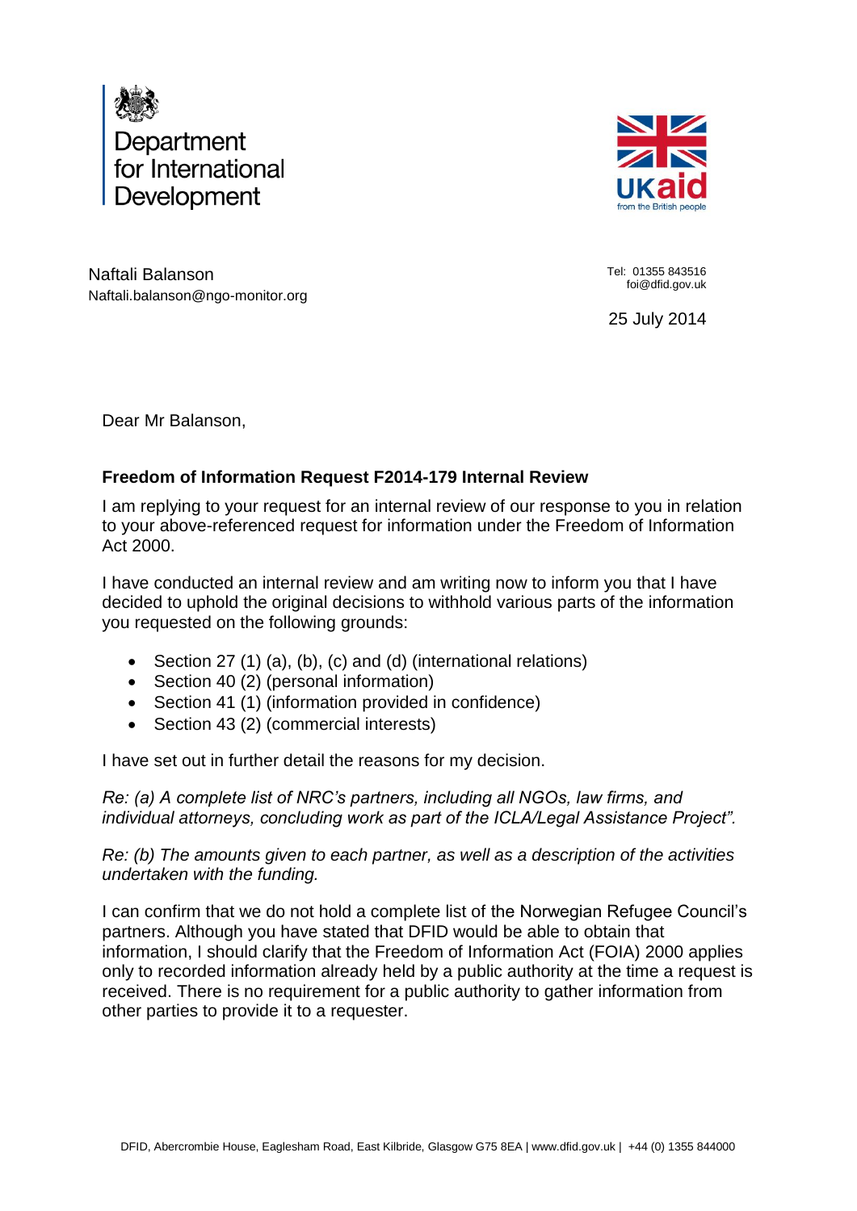Department for International Development

UKaid from the British people

Naftali Balanson
Naftali.balanson@ngo-monitor.org

Tel: 01355 843516
foi@dfid.gov.uk

25 July 2014

Dear Mr Balanson,

**Freedom of Information Request F2014-179 Internal Review**

I am replying to your request for an internal review of our response to you in relation to your above-referenced request for information under the Freedom of Information Act 2000.

I have conducted an internal review and am writing now to inform you that I have decided to uphold the original decisions to withhold various parts of the information you requested on the following grounds:

- Section 27 (1) (a), (b), (c) and (d) (international relations)
- Section 40 (2) (personal information)
- Section 41 (1) (information provided in confidence)
- Section 43 (2) (commercial interests)

I have set out in further detail the reasons for my decision.

*Re: (a) A complete list of NRC's partners, including all NGOs, law firms, and individual attorneys, concluding work as part of the ICLA/Legal Assistance Project".*

*Re: (b) The amounts given to each partner, as well as a description of the activities undertaken with the funding.*

I can confirm that we do not hold a complete list of the Norwegian Refugee Council's partners. Although you have stated that DFID would be able to obtain that information, I should clarify that the Freedom of Information Act (FOIA) 2000 applies only to recorded information already held by a public authority at the time a request is received. There is no requirement for a public authority to gather information from other parties to provide it to a requester.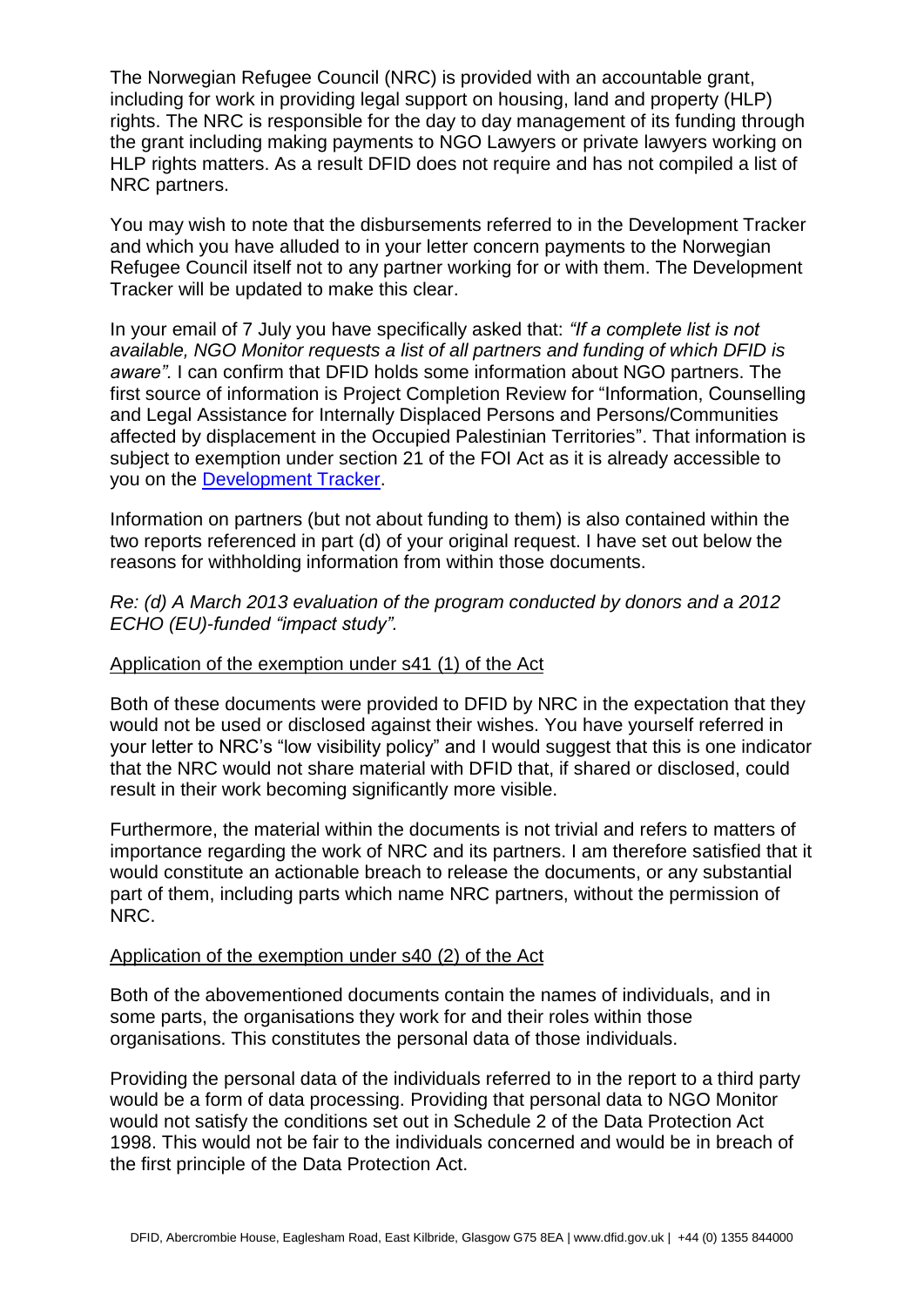The Norwegian Refugee Council (NRC) is provided with an accountable grant, including for work in providing legal support on housing, land and property (HLP) rights. The NRC is responsible for the day to day management of its funding through the grant including making payments to NGO Lawyers or private lawyers working on HLP rights matters. As a result DFID does not require and has not compiled a list of NRC partners.

You may wish to note that the disbursements referred to in the Development Tracker and which you have alluded to in your letter concern payments to the Norwegian Refugee Council itself not to any partner working for or with them. The Development Tracker will be updated to make this clear.

In your email of 7 July you have specifically asked that: *"If a complete list is not available, NGO Monitor requests a list of all partners and funding of which DFID is aware".* I can confirm that DFID holds some information about NGO partners. The first source of information is Project Completion Review for "Information, Counselling and Legal Assistance for Internally Displaced Persons and Persons/Communities affected by displacement in the Occupied Palestinian Territories". That information is subject to exemption under section 21 of the FOI Act as it is already accessible to you on the [Development Tracker](Development Tracker).

Information on partners (but not about funding to them) is also contained within the two reports referenced in part (d) of your original request. I have set out below the reasons for withholding information from within those documents.

*Re: (d) A March 2013 evaluation of the program conducted by donors and a 2012 ECHO (EU)-funded "impact study".*

<u>Application of the exemption under s41 (1) of the Act</u>

Both of these documents were provided to DFID by NRC in the expectation that they would not be used or disclosed against their wishes. You have yourself referred in your letter to NRC's "low visibility policy" and I would suggest that this is one indicator that the NRC would not share material with DFID that, if shared or disclosed, could result in their work becoming significantly more visible.

Furthermore, the material within the documents is not trivial and refers to matters of importance regarding the work of NRC and its partners. I am therefore satisfied that it would constitute an actionable breach to release the documents, or any substantial part of them, including parts which name NRC partners, without the permission of NRC.

<u>Application of the exemption under s40 (2) of the Act</u>

Both of the abovementioned documents contain the names of individuals, and in some parts, the organisations they work for and their roles within those organisations. This constitutes the personal data of those individuals.

Providing the personal data of the individuals referred to in the report to a third party would be a form of data processing. Providing that personal data to NGO Monitor would not satisfy the conditions set out in Schedule 2 of the Data Protection Act 1998. This would not be fair to the individuals concerned and would be in breach of the first principle of the Data Protection Act.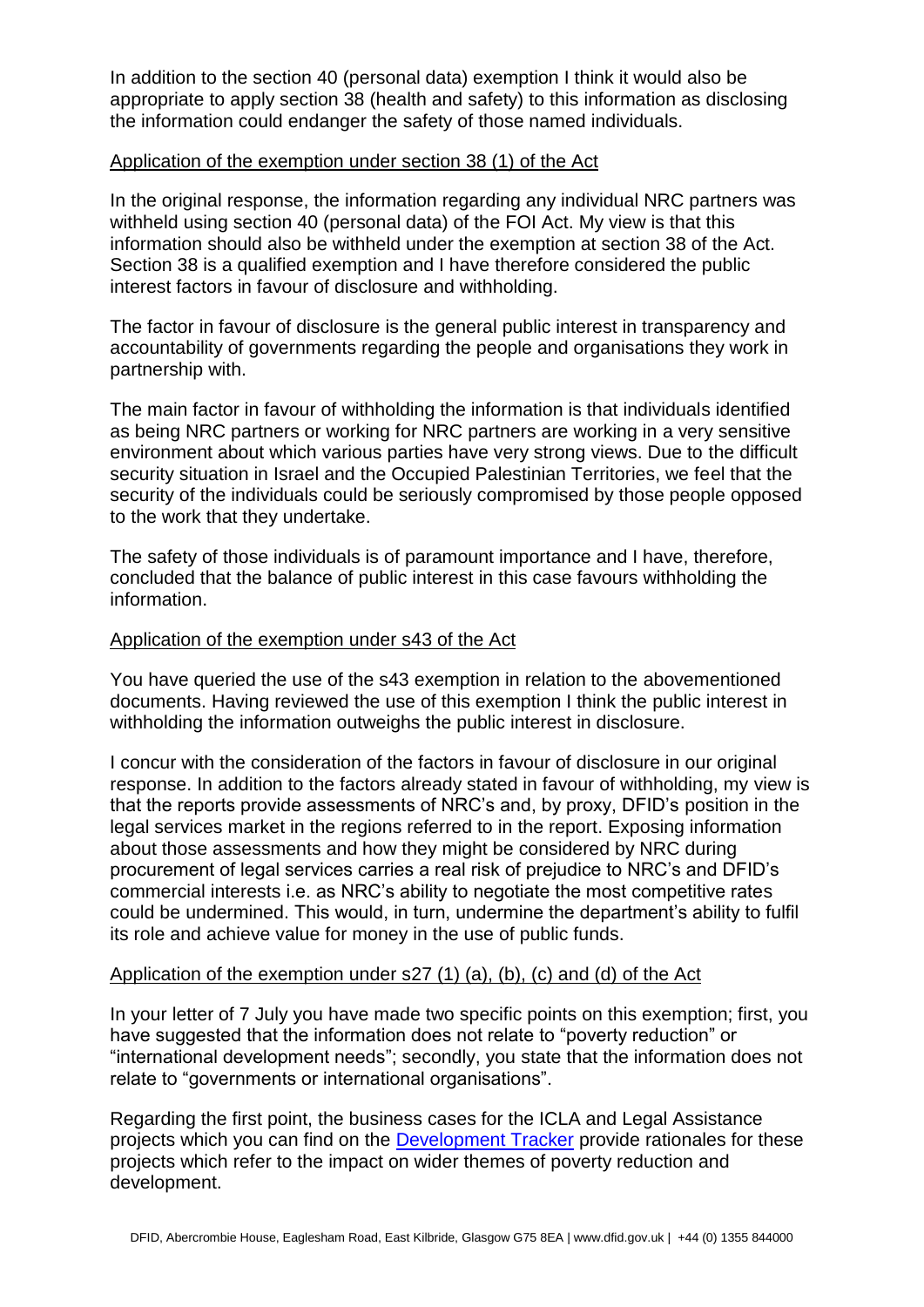In addition to the section 40 (personal data) exemption I think it would also be appropriate to apply section 38 (health and safety) to this information as disclosing the information could endanger the safety of those named individuals.

<u>Application of the exemption under section 38 (1) of the Act</u>

In the original response, the information regarding any individual NRC partners was withheld using section 40 (personal data) of the FOI Act. My view is that this information should also be withheld under the exemption at section 38 of the Act. Section 38 is a qualified exemption and I have therefore considered the public interest factors in favour of disclosure and withholding.

The factor in favour of disclosure is the general public interest in transparency and accountability of governments regarding the people and organisations they work in partnership with.

The main factor in favour of withholding the information is that individuals identified as being NRC partners or working for NRC partners are working in a very sensitive environment about which various parties have very strong views. Due to the difficult security situation in Israel and the Occupied Palestinian Territories, we feel that the security of the individuals could be seriously compromised by those people opposed to the work that they undertake.

The safety of those individuals is of paramount importance and I have, therefore, concluded that the balance of public interest in this case favours withholding the information.

<u>Application of the exemption under s43 of the Act</u>

You have queried the use of the s43 exemption in relation to the abovementioned documents. Having reviewed the use of this exemption I think the public interest in withholding the information outweighs the public interest in disclosure.

I concur with the consideration of the factors in favour of disclosure in our original response. In addition to the factors already stated in favour of withholding, my view is that the reports provide assessments of NRC's and, by proxy, DFID's position in the legal services market in the regions referred to in the report. Exposing information about those assessments and how they might be considered by NRC during procurement of legal services carries a real risk of prejudice to NRC's and DFID's commercial interests i.e. as NRC's ability to negotiate the most competitive rates could be undermined. This would, in turn, undermine the department's ability to fulfil its role and achieve value for money in the use of public funds.

<u>Application of the exemption under s27 (1) (a), (b), (c) and (d) of the Act</u>

In your letter of 7 July you have made two specific points on this exemption; first, you have suggested that the information does not relate to "poverty reduction" or "international development needs"; secondly, you state that the information does not relate to "governments or international organisations".

Regarding the first point, the business cases for the ICLA and Legal Assistance projects which you can find on the Development Tracker provide rationales for these projects which refer to the impact on wider themes of poverty reduction and development.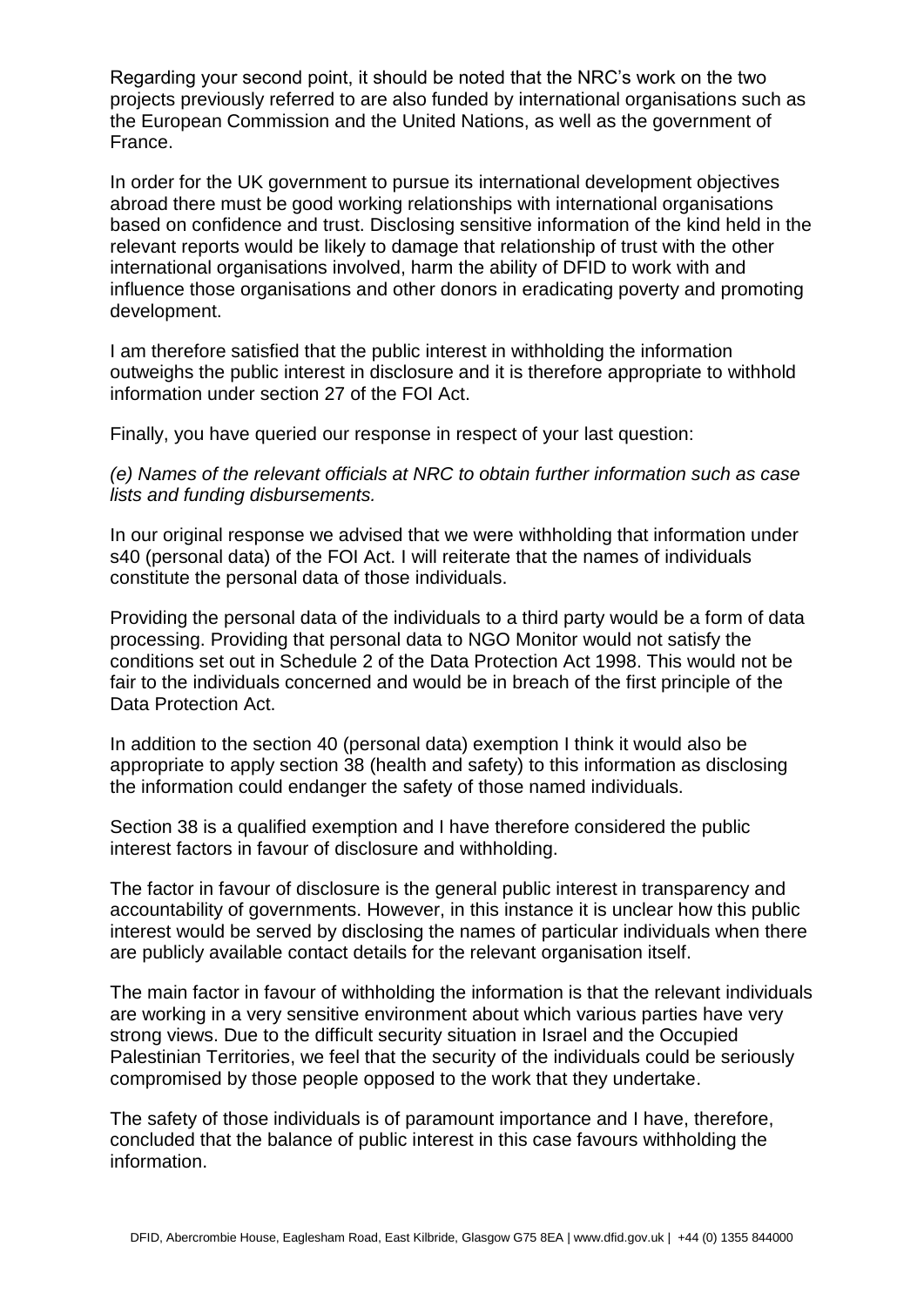Regarding your second point, it should be noted that the NRC's work on the two projects previously referred to are also funded by international organisations such as the European Commission and the United Nations, as well as the government of France.

In order for the UK government to pursue its international development objectives abroad there must be good working relationships with international organisations based on confidence and trust. Disclosing sensitive information of the kind held in the relevant reports would be likely to damage that relationship of trust with the other international organisations involved, harm the ability of DFID to work with and influence those organisations and other donors in eradicating poverty and promoting development.

I am therefore satisfied that the public interest in withholding the information outweighs the public interest in disclosure and it is therefore appropriate to withhold information under section 27 of the FOI Act.

Finally, you have queried our response in respect of your last question:

*(e) Names of the relevant officials at NRC to obtain further information such as case lists and funding disbursements.*

In our original response we advised that we were withholding that information under s40 (personal data) of the FOI Act. I will reiterate that the names of individuals constitute the personal data of those individuals.

Providing the personal data of the individuals to a third party would be a form of data processing. Providing that personal data to NGO Monitor would not satisfy the conditions set out in Schedule 2 of the Data Protection Act 1998. This would not be fair to the individuals concerned and would be in breach of the first principle of the Data Protection Act.

In addition to the section 40 (personal data) exemption I think it would also be appropriate to apply section 38 (health and safety) to this information as disclosing the information could endanger the safety of those named individuals.

Section 38 is a qualified exemption and I have therefore considered the public interest factors in favour of disclosure and withholding.

The factor in favour of disclosure is the general public interest in transparency and accountability of governments. However, in this instance it is unclear how this public interest would be served by disclosing the names of particular individuals when there are publicly available contact details for the relevant organisation itself.

The main factor in favour of withholding the information is that the relevant individuals are working in a very sensitive environment about which various parties have very strong views. Due to the difficult security situation in Israel and the Occupied Palestinian Territories, we feel that the security of the individuals could be seriously compromised by those people opposed to the work that they undertake.

The safety of those individuals is of paramount importance and I have, therefore, concluded that the balance of public interest in this case favours withholding the information.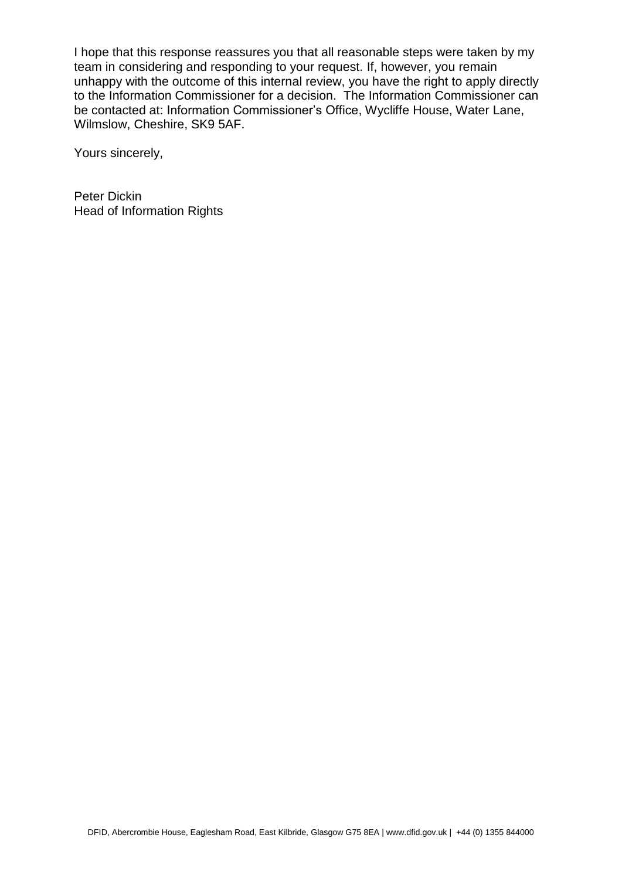I hope that this response reassures you that all reasonable steps were taken by my team in considering and responding to your request. If, however, you remain unhappy with the outcome of this internal review, you have the right to apply directly to the Information Commissioner for a decision. The Information Commissioner can be contacted at: Information Commissioner's Office, Wycliffe House, Water Lane, Wilmslow, Cheshire, SK9 5AF.

Yours sincerely,

Peter Dickin
Head of Information Rights